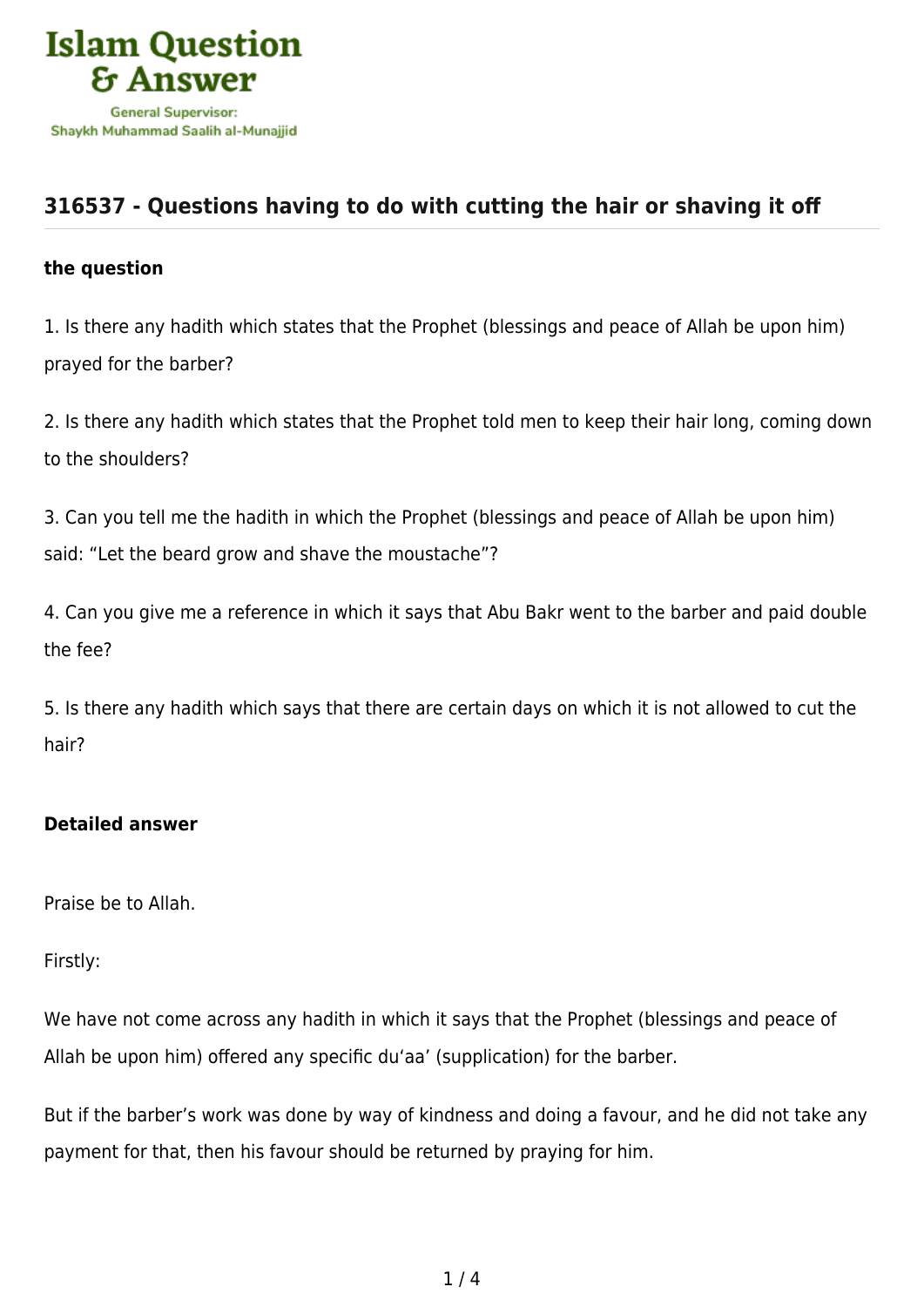Islam Question & Answer

General Supervisor: Shaykh Muhammad Saalih al-Munajjid

## 316537 - Questions having to do with cutting the hair or shaving it off

### the question

1. Is there any hadith which states that the Prophet (blessings and peace of Allah be upon him) prayed for the barber?

2. Is there any hadith which states that the Prophet told men to keep their hair long, coming down to the shoulders?

3. Can you tell me the hadith in which the Prophet (blessings and peace of Allah be upon him) said: "Let the beard grow and shave the moustache"?

4. Can you give me a reference in which it says that Abu Bakr went to the barber and paid double the fee?

5. Is there any hadith which says that there are certain days on which it is not allowed to cut the hair?

### Detailed answer

Praise be to Allah.

Firstly:

We have not come across any hadith in which it says that the Prophet (blessings and peace of Allah be upon him) offered any specific du'aa' (supplication) for the barber.

But if the barber's work was done by way of kindness and doing a favour, and he did not take any payment for that, then his favour should be returned by praying for him.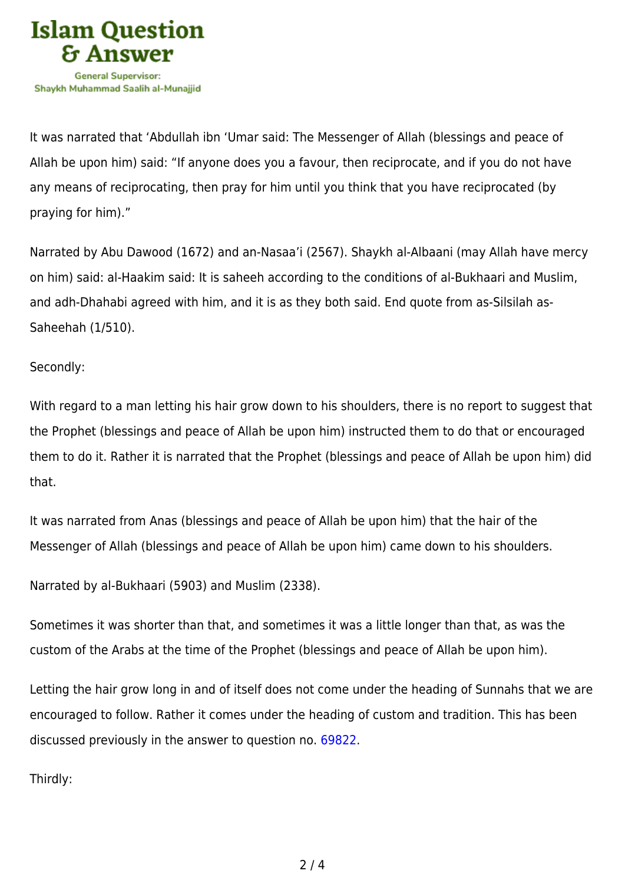It was narrated that ‘Abdullah ibn ‘Umar said: The Messenger of Allah (blessings and peace of Allah be upon him) said: “If anyone does you a favour, then reciprocate, and if you do not have any means of reciprocating, then pray for him until you think that you have reciprocated (by praying for him).”

Narrated by Abu Dawood (1672) and an-Nasaa’i (2567). Shaykh al-Albaani (may Allah have mercy on him) said: al-Haakim said: It is saheeh according to the conditions of al-Bukhaari and Muslim, and adh-Dhahabi agreed with him, and it is as they both said. End quote from as-Silsilah as-Saheehah (1/510).

Secondly:

With regard to a man letting his hair grow down to his shoulders, there is no report to suggest that the Prophet (blessings and peace of Allah be upon him) instructed them to do that or encouraged them to do it. Rather it is narrated that the Prophet (blessings and peace of Allah be upon him) did that.

It was narrated from Anas (blessings and peace of Allah be upon him) that the hair of the Messenger of Allah (blessings and peace of Allah be upon him) came down to his shoulders.

Narrated by al-Bukhaari (5903) and Muslim (2338).

Sometimes it was shorter than that, and sometimes it was a little longer than that, as was the custom of the Arabs at the time of the Prophet (blessings and peace of Allah be upon him).

Letting the hair grow long in and of itself does not come under the heading of Sunnahs that we are encouraged to follow. Rather it comes under the heading of custom and tradition. This has been discussed previously in the answer to question no. 69822.

Thirdly: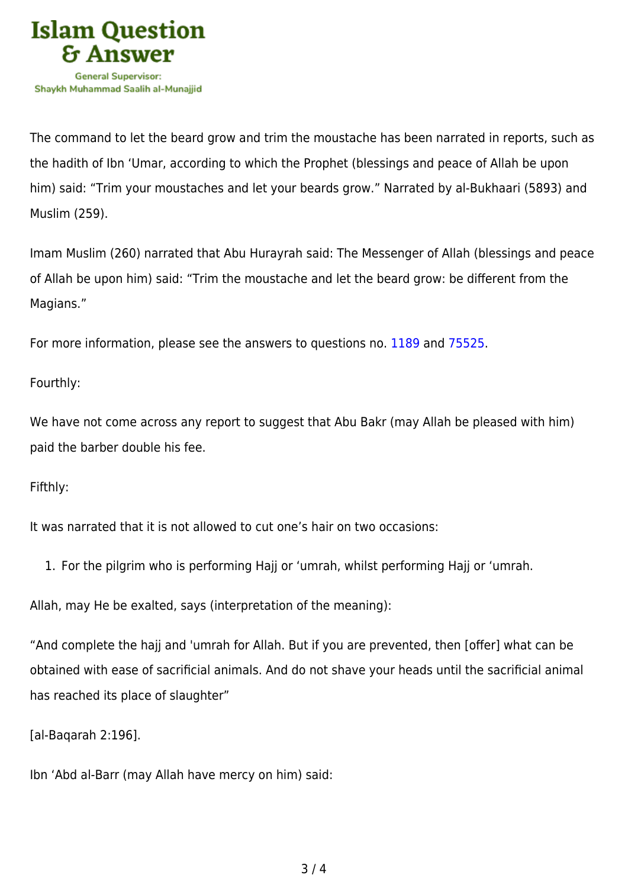The command to let the beard grow and trim the moustache has been narrated in reports, such as the hadith of Ibn ‘Umar, according to which the Prophet (blessings and peace of Allah be upon him) said: “Trim your moustaches and let your beards grow.” Narrated by al-Bukhaari (5893) and Muslim (259).

Imam Muslim (260) narrated that Abu Hurayrah said: The Messenger of Allah (blessings and peace of Allah be upon him) said: “Trim the moustache and let the beard grow: be different from the Magians.”

For more information, please see the answers to questions no. 1189 and 75525.

Fourthly:

We have not come across any report to suggest that Abu Bakr (may Allah be pleased with him) paid the barber double his fee.

Fifthly:

It was narrated that it is not allowed to cut one’s hair on two occasions:

1. For the pilgrim who is performing Hajj or ‘umrah, whilst performing Hajj or ‘umrah.

Allah, may He be exalted, says (interpretation of the meaning):

“And complete the hajj and 'umrah for Allah. But if you are prevented, then [offer] what can be obtained with ease of sacrificial animals. And do not shave your heads until the sacrificial animal has reached its place of slaughter”

[al-Baqarah 2:196].

Ibn ‘Abd al-Barr (may Allah have mercy on him) said: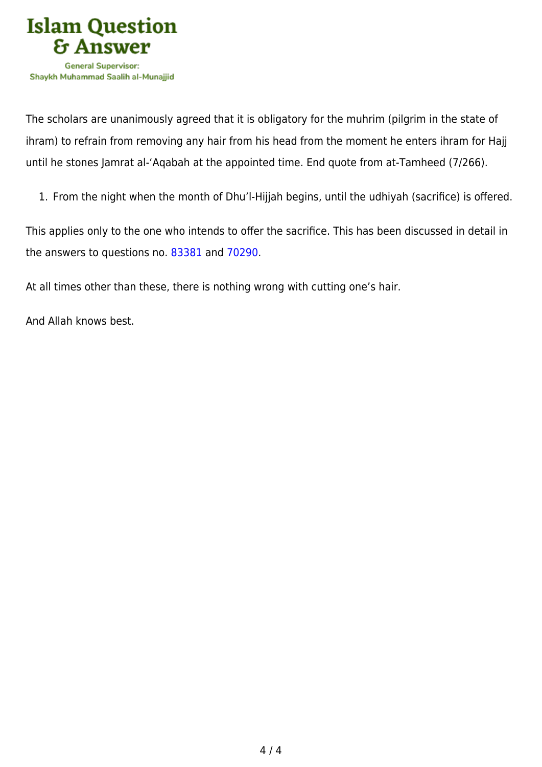The scholars are unanimously agreed that it is obligatory for the muhrim (pilgrim in the state of ihram) to refrain from removing any hair from his head from the moment he enters ihram for Hajj until he stones Jamrat al-‘Aqabah at the appointed time. End quote from at-Tamheed (7/266).

1. From the night when the month of Dhu’l-Hijjah begins, until the udhiyah (sacrifice) is offered.

This applies only to the one who intends to offer the sacrifice. This has been discussed in detail in the answers to questions no. 83381 and 70290.

At all times other than these, there is nothing wrong with cutting one’s hair.

And Allah knows best.